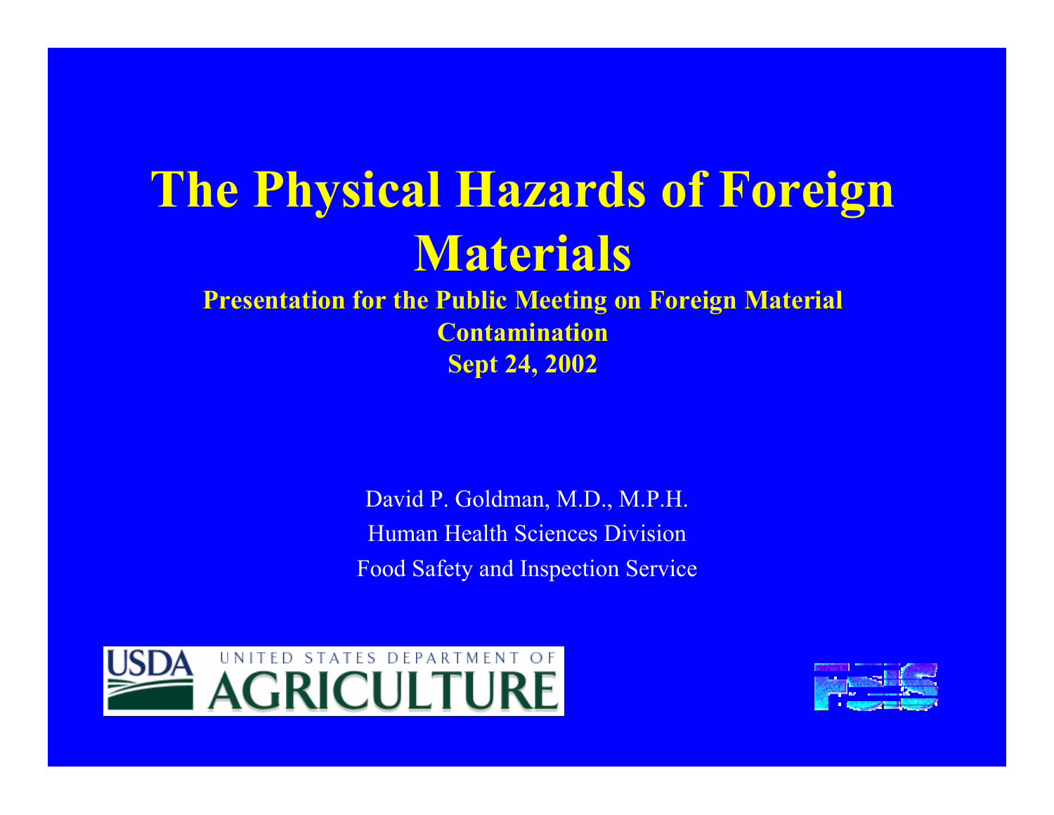# The Physical Hazards of Foreign Materials

**Presentation for the Public Meeting on Foreign Material Contamination**

**Sept 24, 2002**

David P. Goldman, M.D., M.P.H.

Human Health Sciences Division

Food Safety and Inspection Service

USDA UNITED STATES DEPARTMENT OF AGRICULTURE

FSIS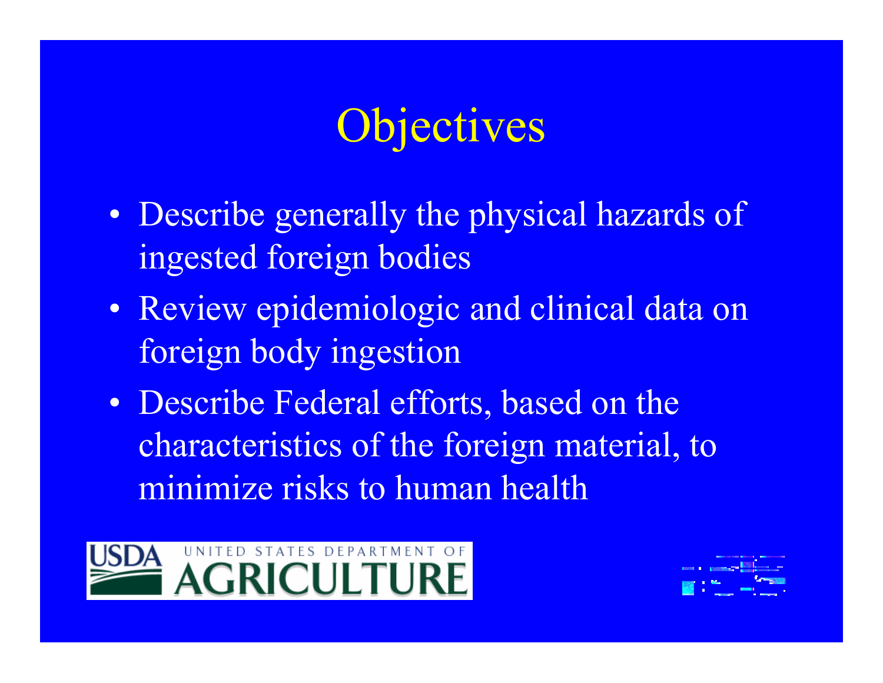# Objectives

- Describe generally the physical hazards of ingested foreign bodies
- Review epidemiologic and clinical data on foreign body ingestion
- Describe Federal efforts, based on the characteristics of the foreign material, to minimize risks to human health

USDA UNITED STATES DEPARTMENT OF AGRICULTURE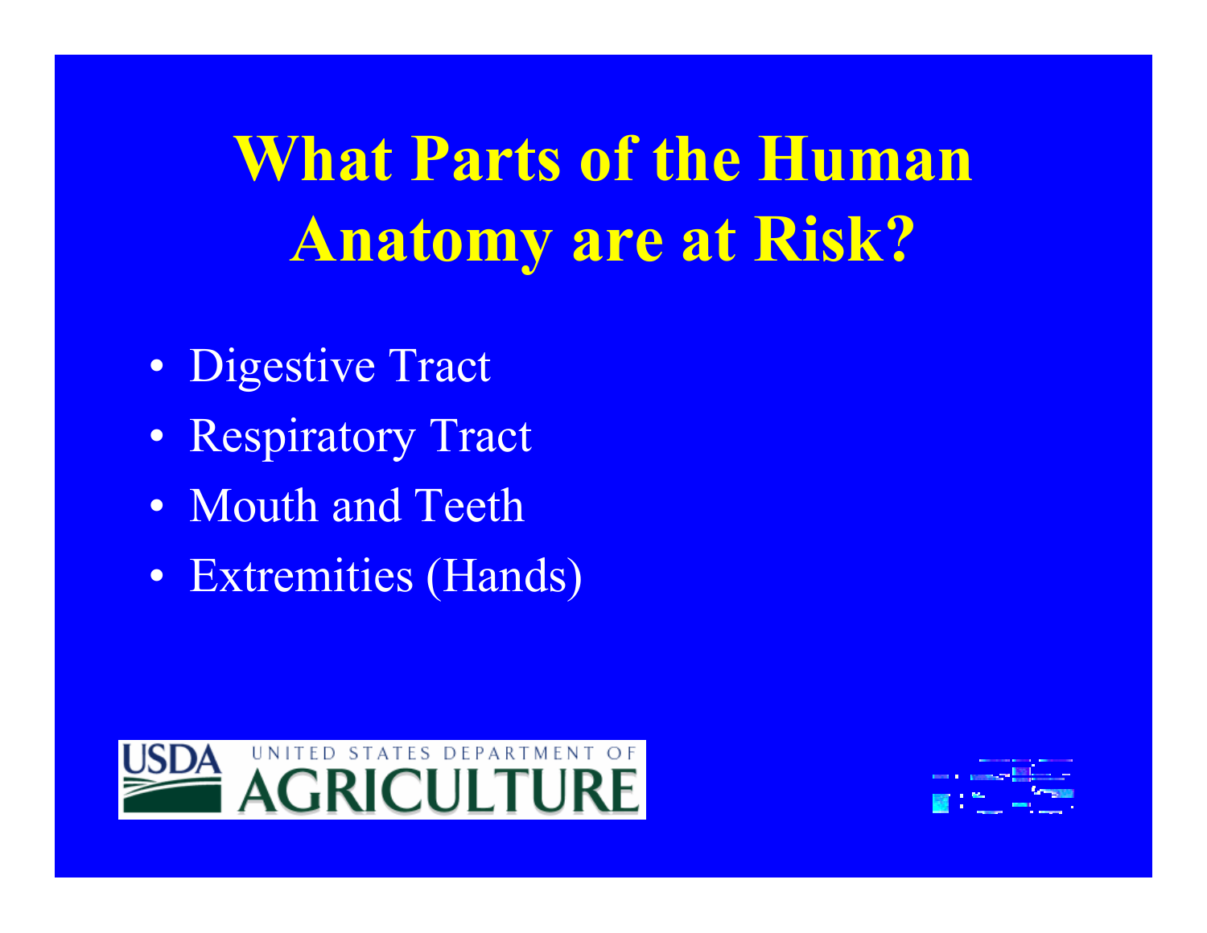# What Parts of the Human Anatomy are at Risk?

- Digestive Tract
- Respiratory Tract
- Mouth and Teeth
- Extremities (Hands)

USDA UNITED STATES DEPARTMENT OF AGRICULTURE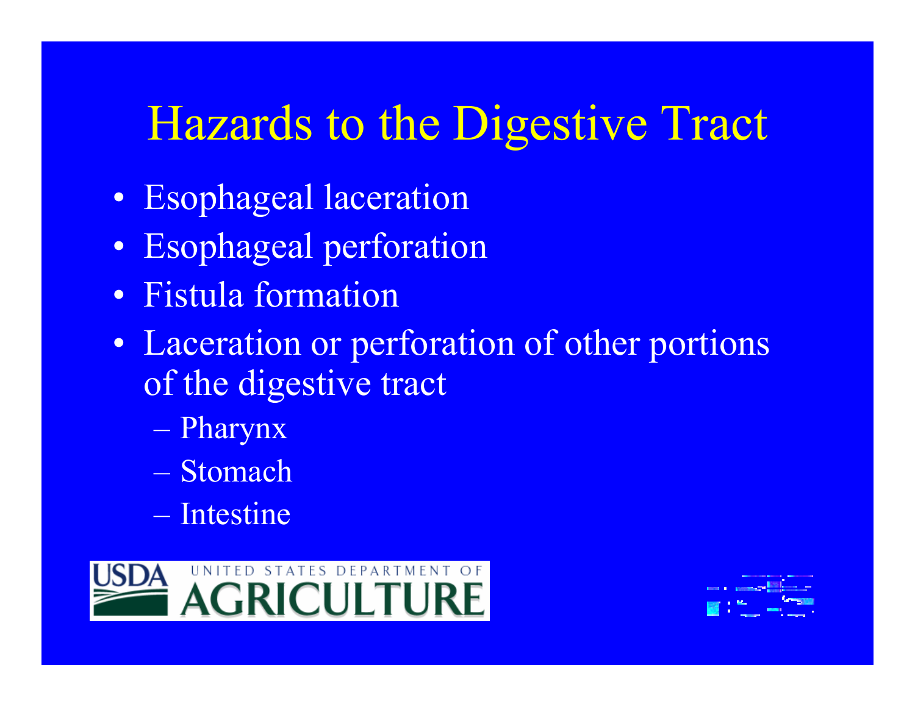# Hazards to the Digestive Tract

- Esophageal laceration
- Esophageal perforation
- Fistula formation
- Laceration or perforation of other portions of the digestive tract
  - Pharynx
  - Stomach
  - Intestine

USDA UNITED STATES DEPARTMENT OF AGRICULTURE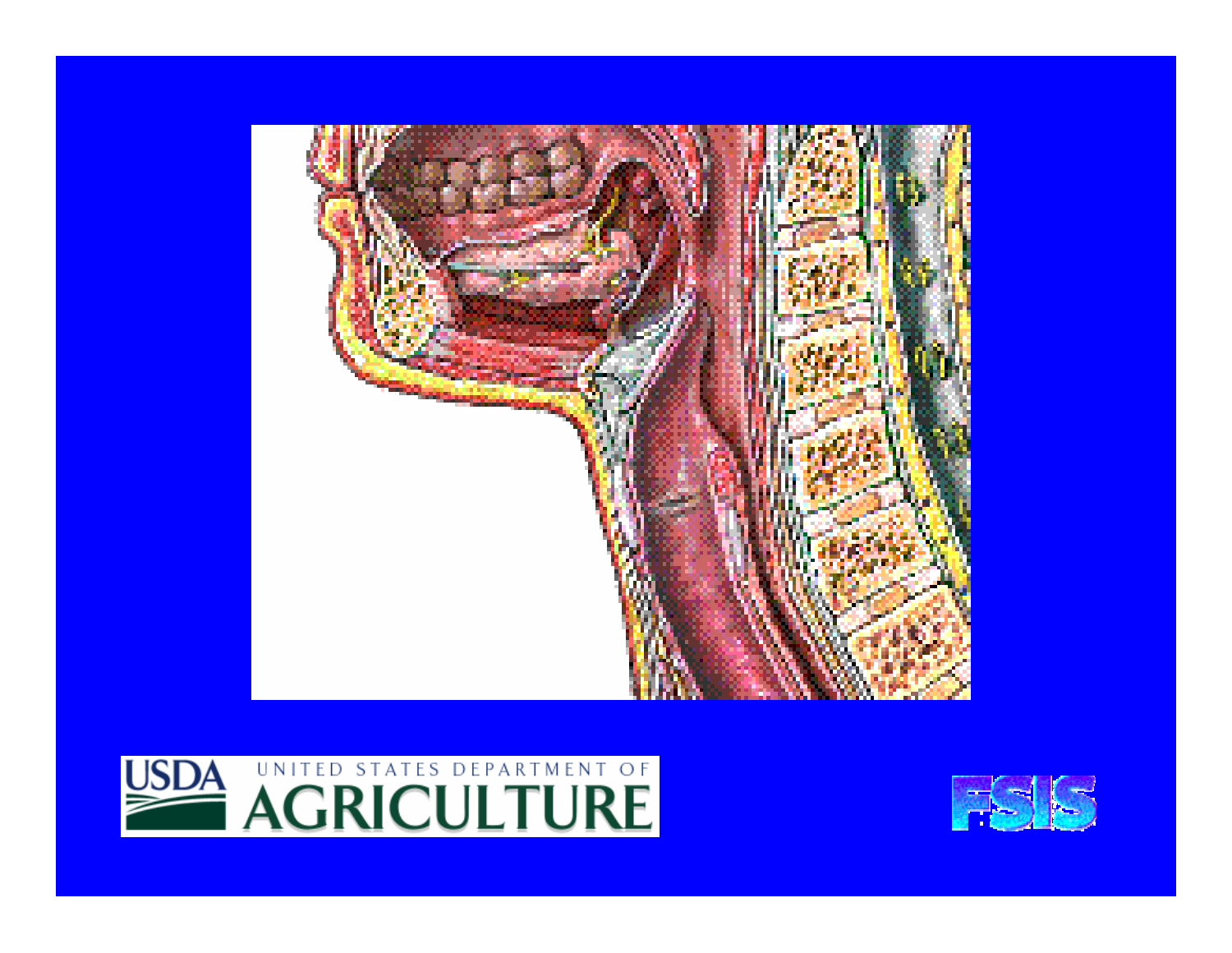USDA UNITED STATES DEPARTMENT OF AGRICULTURE

FSIS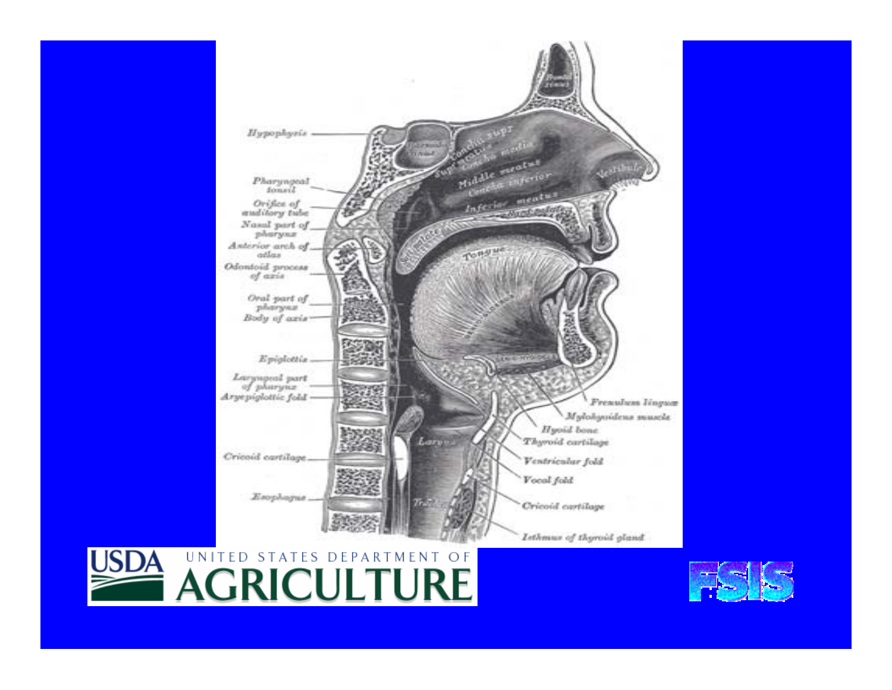Hypophysis

Pharyngeal tonsil

Orifice of auditory tube

Nasal part of pharynx

Anterior arch of atlas

Odontoid process of axis

Oral part of pharynx

Body of axis

Epiglottis

Laryngeal part of pharynx

Aryepiglottic fold

Cricoid cartilage

Esophagus

Frontal sinus

Sphenoidal sinus

Concha supr.

Supr. meatus

Concha media

Middle meatus

Concha inferior

Inferior meatus

Vestibule

Hard palate

Soft palate

Tongue

Larynx

Trachea

Frenulum linguæ

Mylohyoideus muscle

Hyoid bone

Thyroid cartilage

Ventricular fold

Vocal fold

Cricoid cartilage

Isthmus of thyroid gland

USDA UNITED STATES DEPARTMENT OF AGRICULTURE

FSIS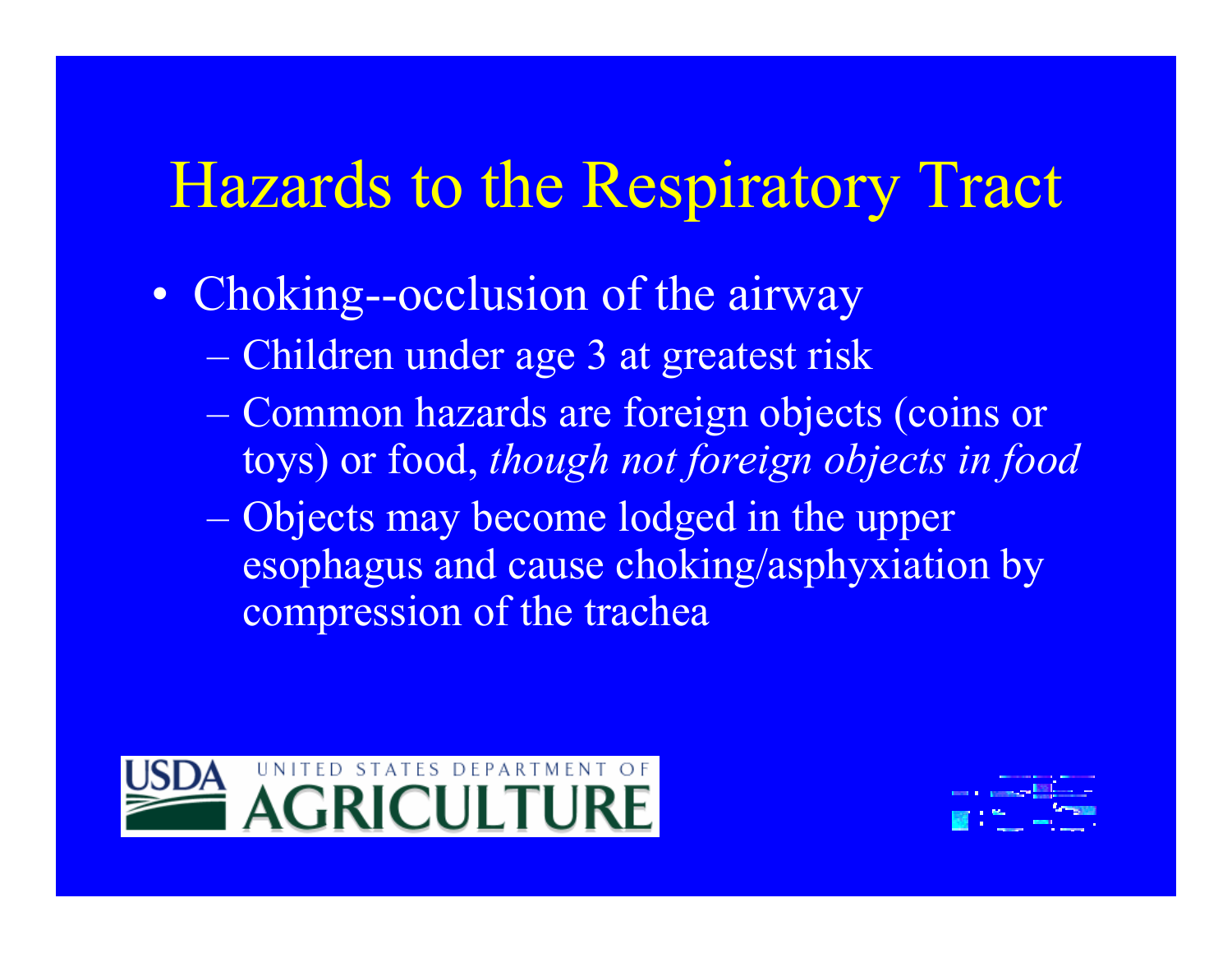# Hazards to the Respiratory Tract

- Choking--occlusion of the airway
  - Children under age 3 at greatest risk
  - Common hazards are foreign objects (coins or toys) or food, *though not foreign objects in food*
  - Objects may become lodged in the upper esophagus and cause choking/asphyxiation by compression of the trachea

USDA UNITED STATES DEPARTMENT OF AGRICULTURE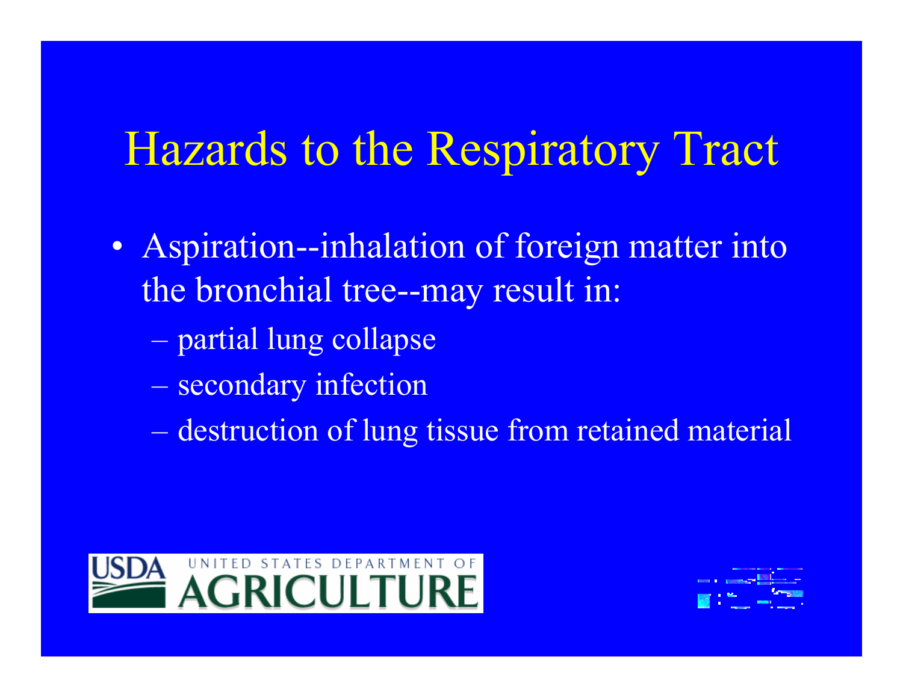# Hazards to the Respiratory Tract

- Aspiration--inhalation of foreign matter into the bronchial tree--may result in:
  - partial lung collapse
  - secondary infection
  - destruction of lung tissue from retained material

USDA UNITED STATES DEPARTMENT OF AGRICULTURE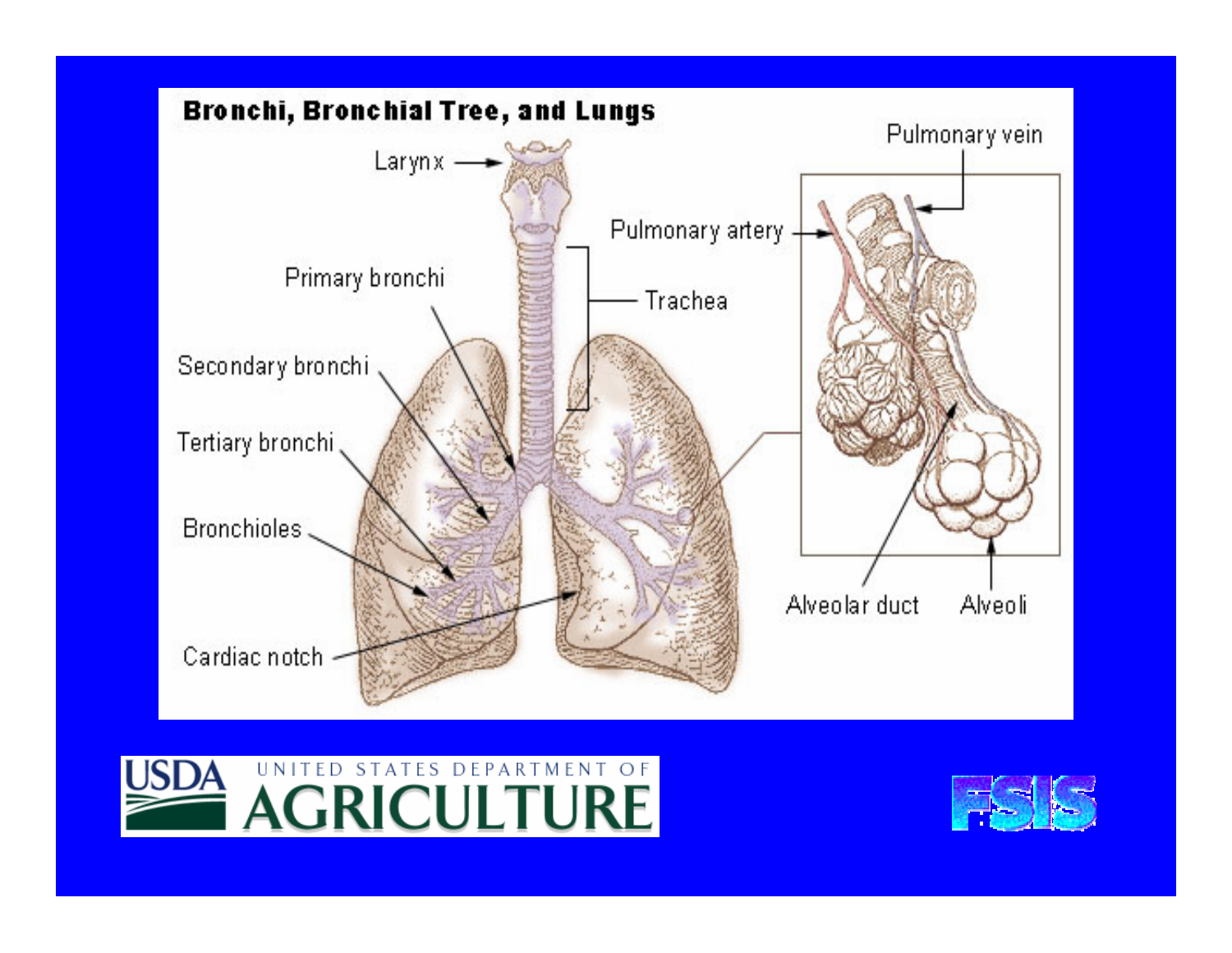## Bronchi, Bronchial Tree, and Lungs

Larynx

Pulmonary vein

Pulmonary artery

Primary bronchi

Trachea

Secondary bronchi

Tertiary bronchi

Bronchioles

Cardiac notch

Alveolar duct

Alveoli

USDA UNITED STATES DEPARTMENT OF AGRICULTURE

FSIS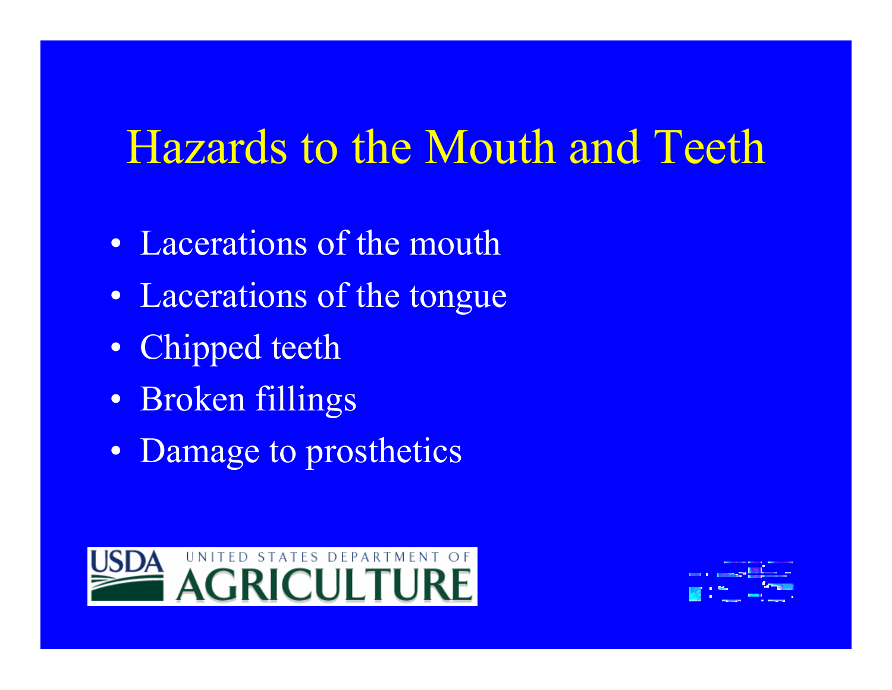# Hazards to the Mouth and Teeth

- Lacerations of the mouth
- Lacerations of the tongue
- Chipped teeth
- Broken fillings
- Damage to prosthetics

USDA UNITED STATES DEPARTMENT OF AGRICULTURE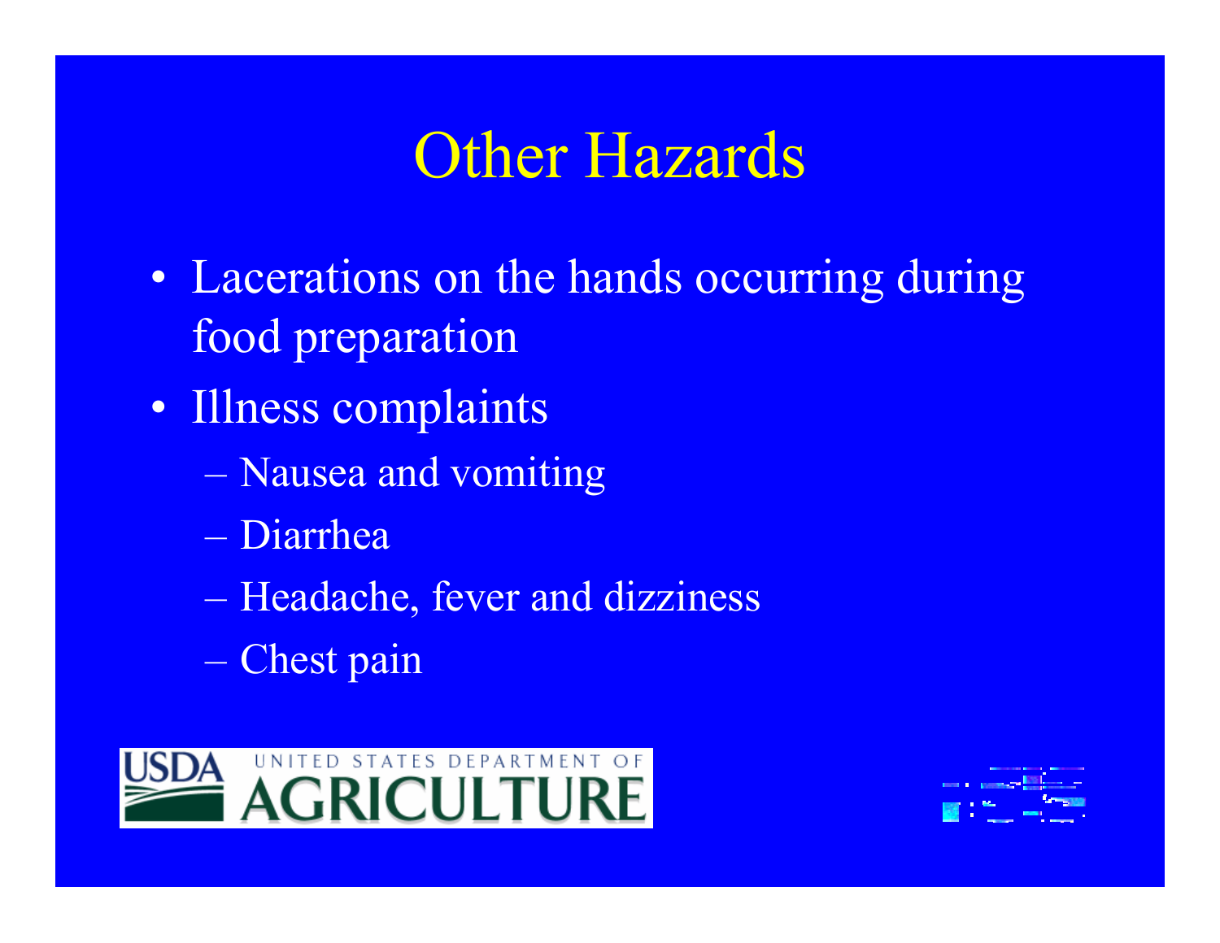# Other Hazards

- Lacerations on the hands occurring during food preparation
- Illness complaints
  - Nausea and vomiting
  - Diarrhea
  - Headache, fever and dizziness
  - Chest pain

USDA UNITED STATES DEPARTMENT OF AGRICULTURE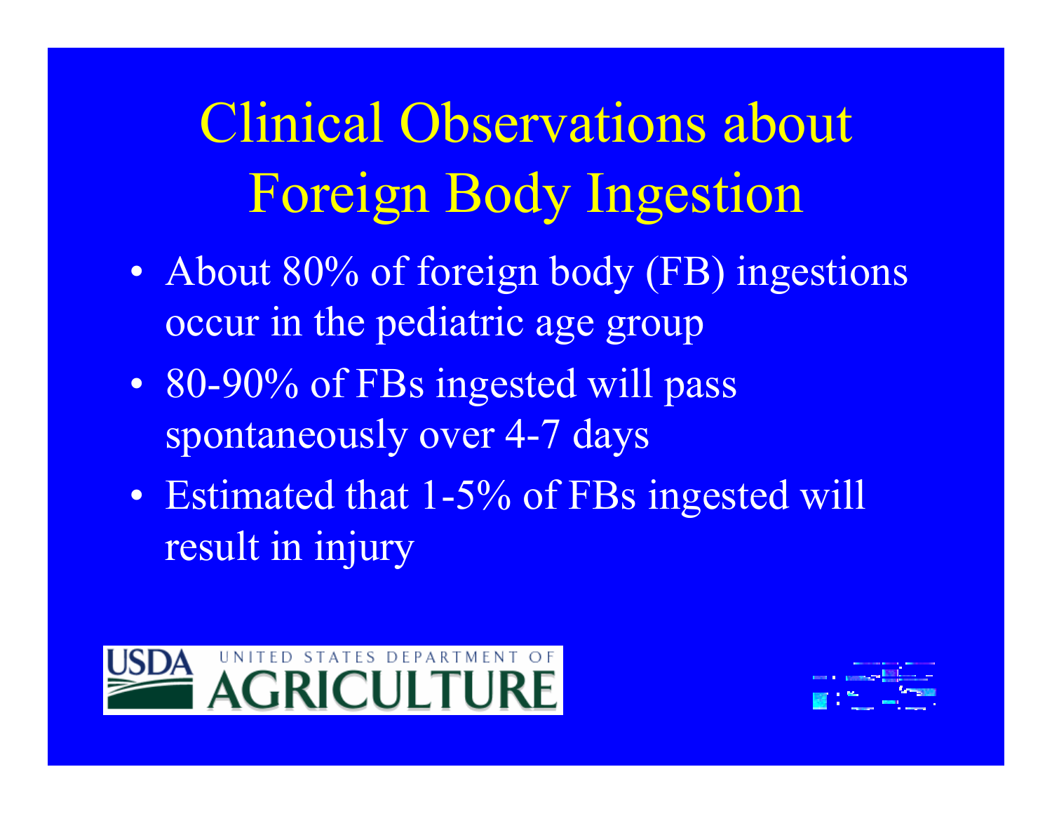# Clinical Observations about Foreign Body Ingestion

- About 80% of foreign body (FB) ingestions occur in the pediatric age group
- 80-90% of FBs ingested will pass spontaneously over 4-7 days
- Estimated that 1-5% of FBs ingested will result in injury

USDA UNITED STATES DEPARTMENT OF AGRICULTURE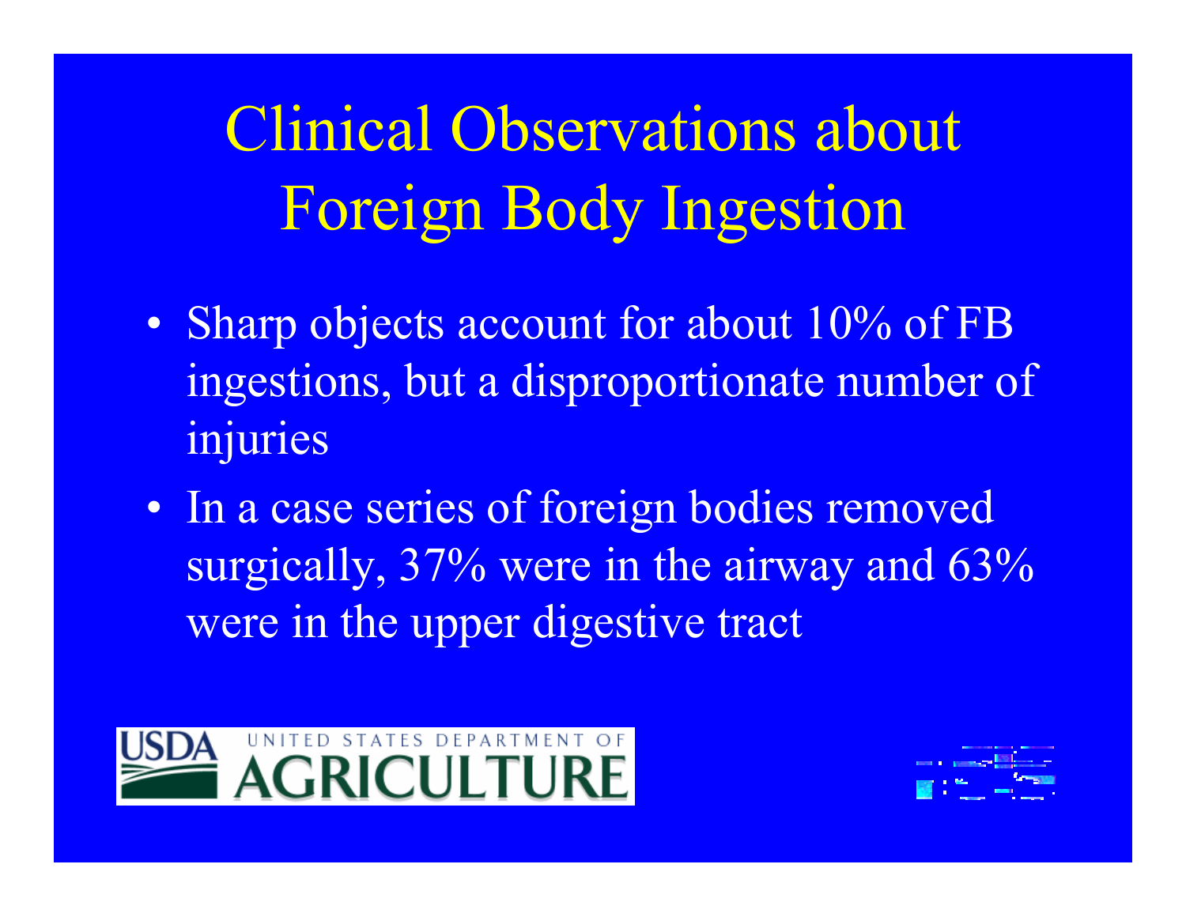# Clinical Observations about Foreign Body Ingestion

- Sharp objects account for about 10% of FB ingestions, but a disproportionate number of injuries
- In a case series of foreign bodies removed surgically, 37% were in the airway and 63% were in the upper digestive tract

USDA UNITED STATES DEPARTMENT OF AGRICULTURE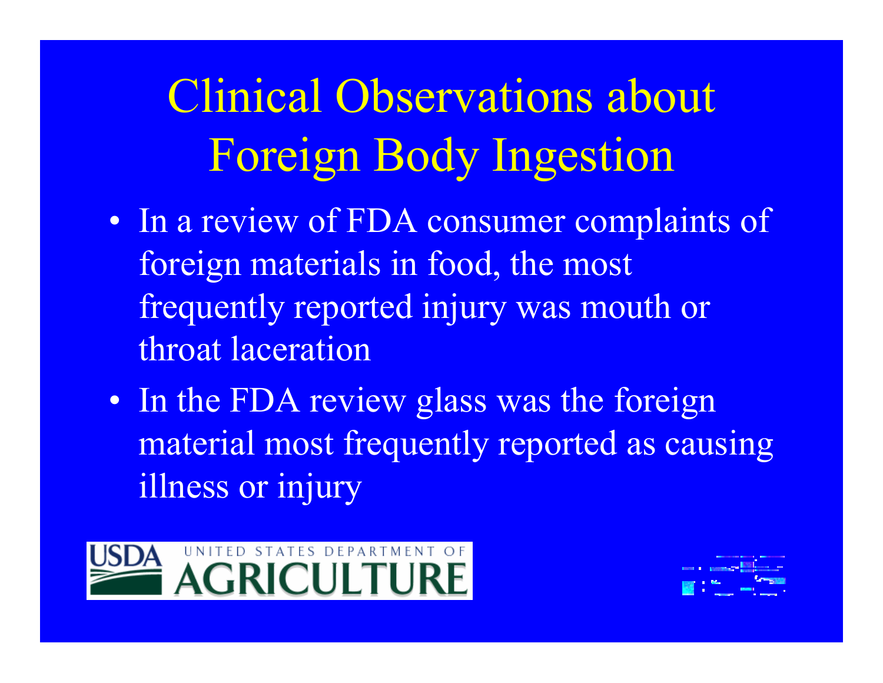# Clinical Observations about Foreign Body Ingestion

- In a review of FDA consumer complaints of foreign materials in food, the most frequently reported injury was mouth or throat laceration
- In the FDA review glass was the foreign material most frequently reported as causing illness or injury

USDA UNITED STATES DEPARTMENT OF AGRICULTURE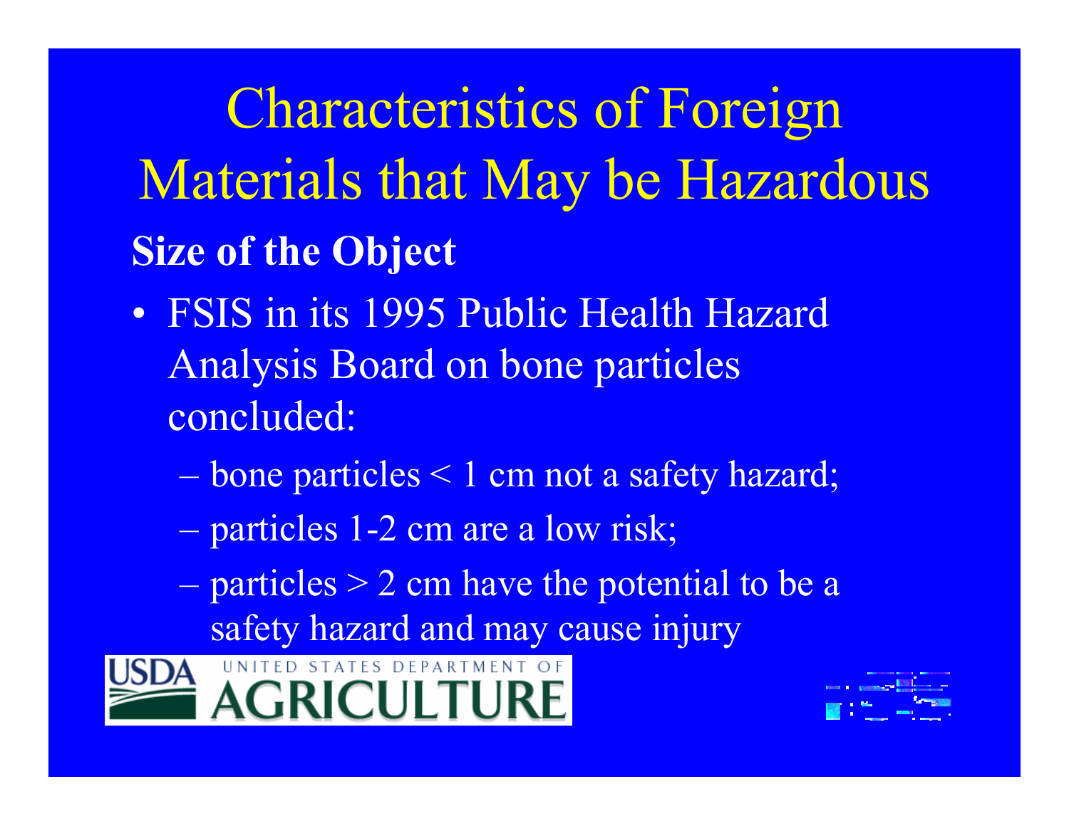# Characteristics of Foreign Materials that May be Hazardous

**Size of the Object**

- FSIS in its 1995 Public Health Hazard Analysis Board on bone particles concluded:
  - bone particles < 1 cm not a safety hazard;
  - particles 1-2 cm are a low risk;
  - particles > 2 cm have the potential to be a safety hazard and may cause injury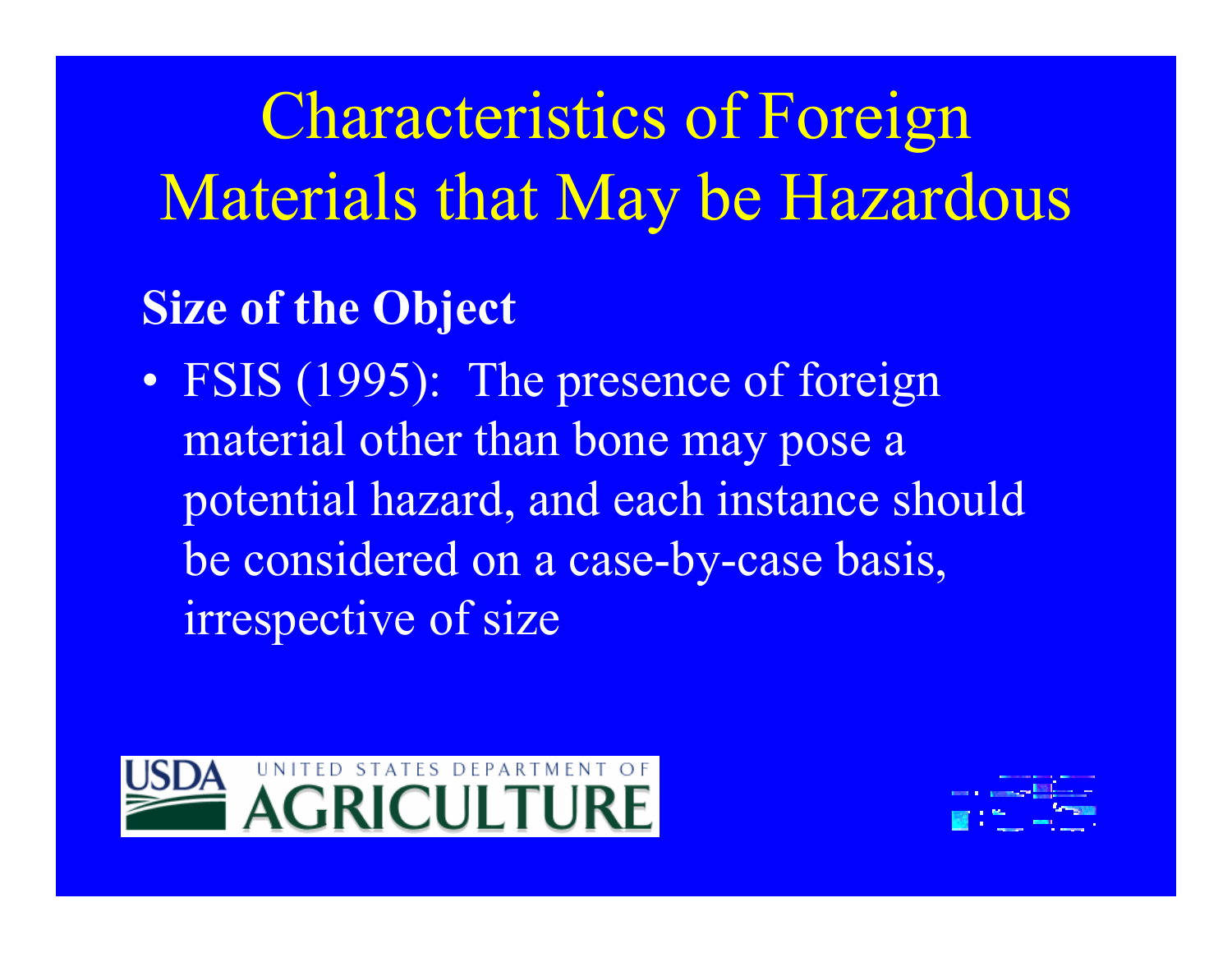# Characteristics of Foreign Materials that May be Hazardous

**Size of the Object**

- FSIS (1995): The presence of foreign material other than bone may pose a potential hazard, and each instance should be considered on a case-by-case basis, irrespective of size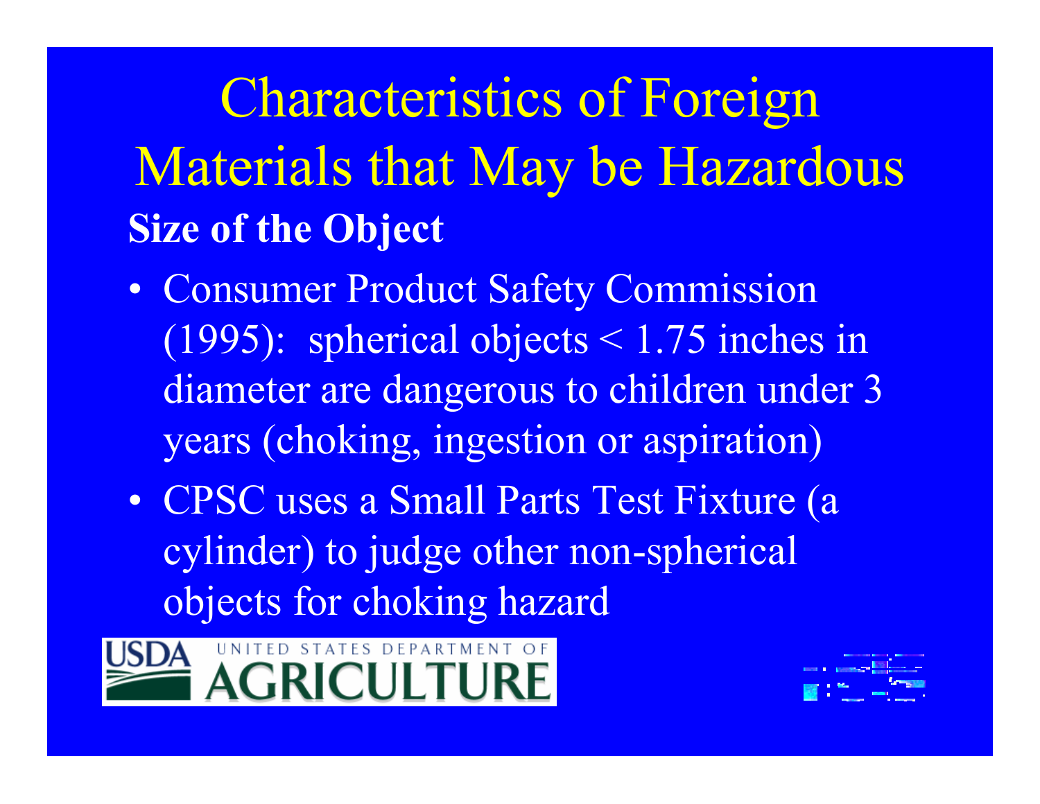# Characteristics of Foreign Materials that May be Hazardous

**Size of the Object**

- Consumer Product Safety Commission (1995): spherical objects < 1.75 inches in diameter are dangerous to children under 3 years (choking, ingestion or aspiration)
- CPSC uses a Small Parts Test Fixture (a cylinder) to judge other non-spherical objects for choking hazard

USDA UNITED STATES DEPARTMENT OF AGRICULTURE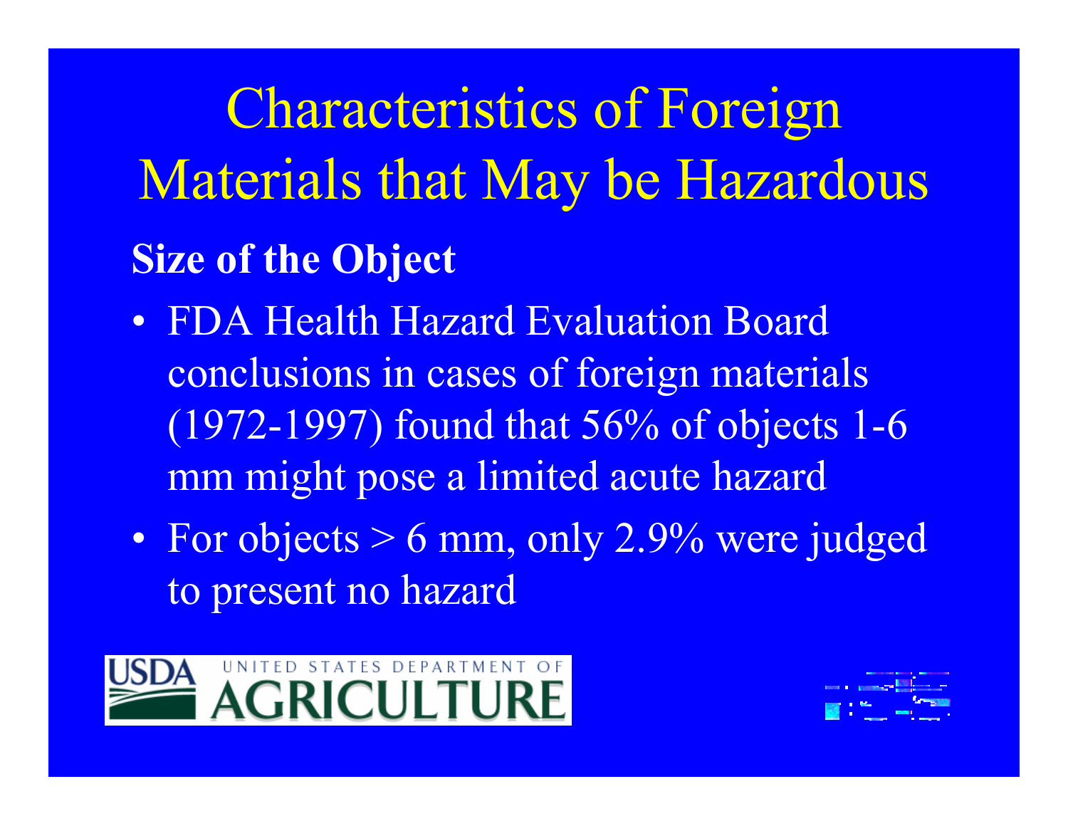# Characteristics of Foreign Materials that May be Hazardous

**Size of the Object**

- FDA Health Hazard Evaluation Board conclusions in cases of foreign materials (1972-1997) found that 56% of objects 1-6 mm might pose a limited acute hazard
- For objects > 6 mm, only 2.9% were judged to present no hazard

USDA UNITED STATES DEPARTMENT OF AGRICULTURE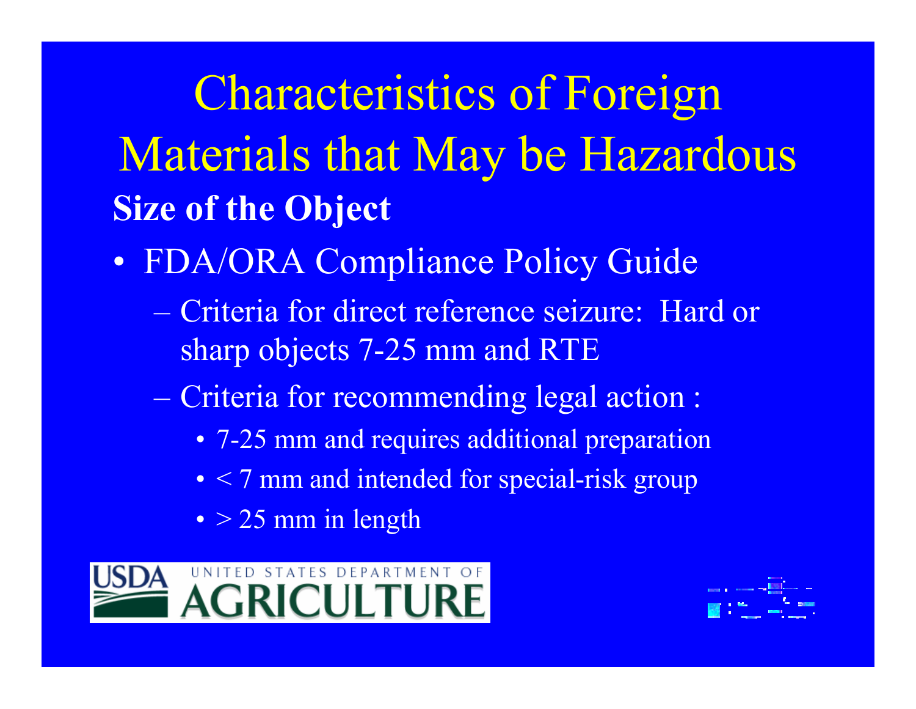# Characteristics of Foreign Materials that May be Hazardous

**Size of the Object**

- FDA/ORA Compliance Policy Guide
  - Criteria for direct reference seizure: Hard or sharp objects 7-25 mm and RTE
  - Criteria for recommending legal action :
    - 7-25 mm and requires additional preparation
    - < 7 mm and intended for special-risk group
    - > 25 mm in length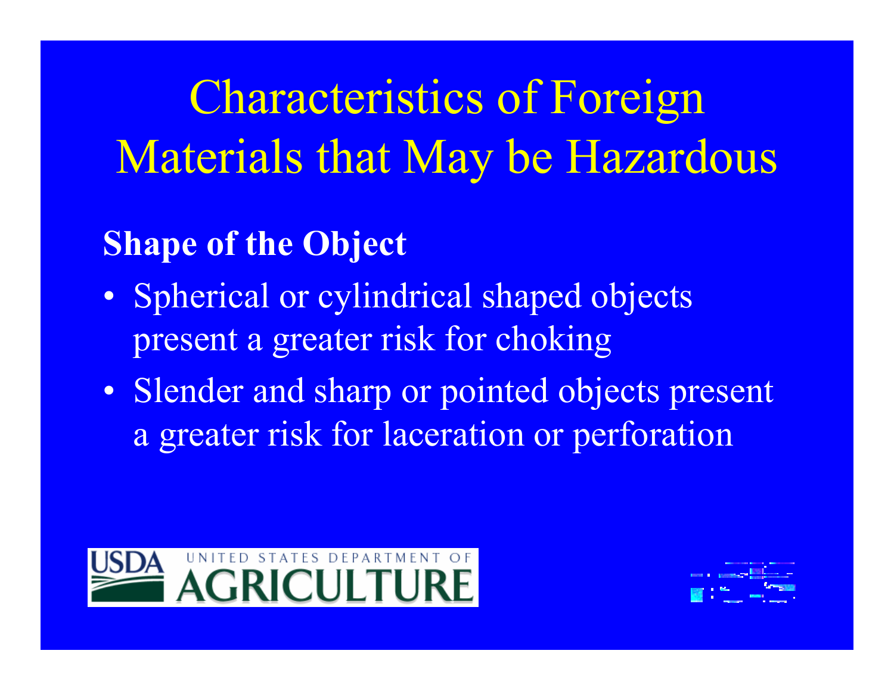# Characteristics of Foreign Materials that May be Hazardous

**Shape of the Object**

- Spherical or cylindrical shaped objects present a greater risk for choking
- Slender and sharp or pointed objects present a greater risk for laceration or perforation

USDA UNITED STATES DEPARTMENT OF AGRICULTURE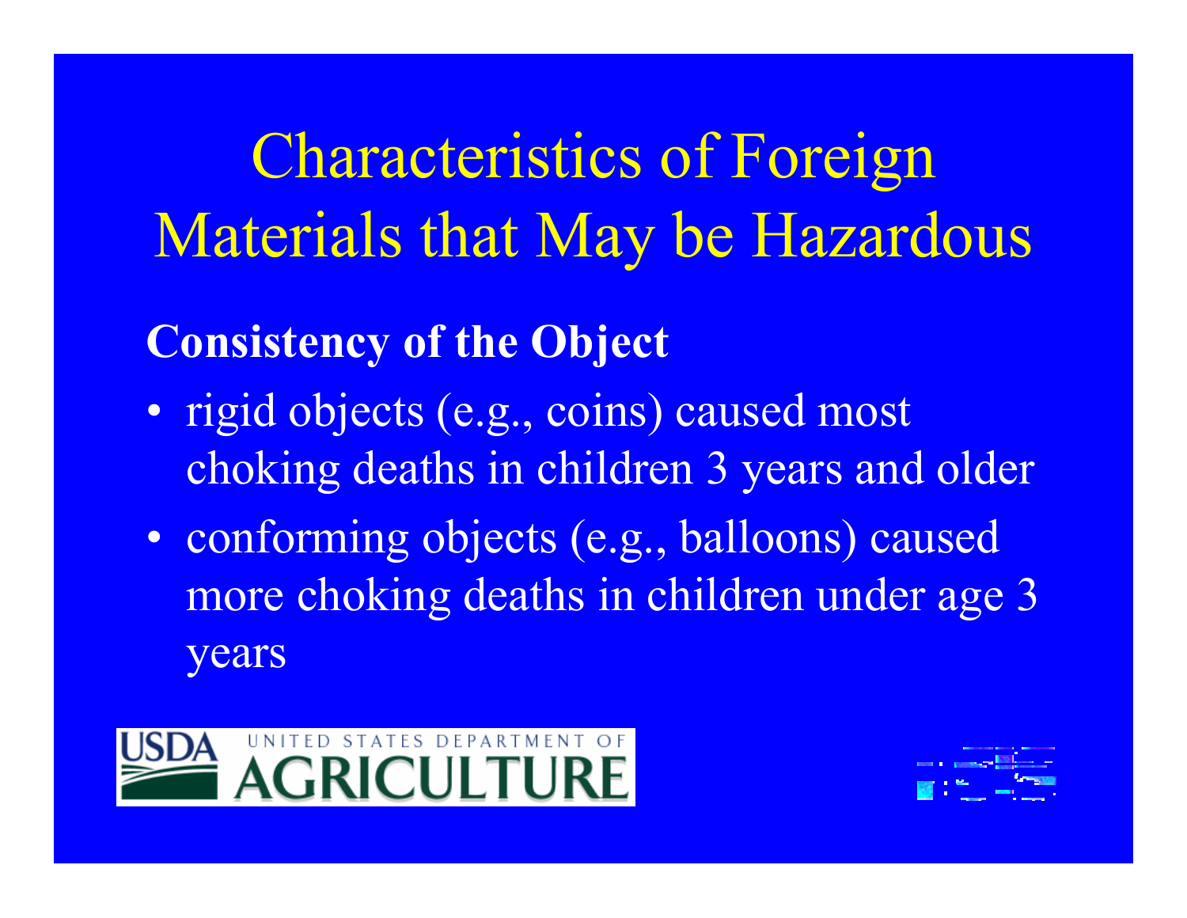# Characteristics of Foreign Materials that May be Hazardous

**Consistency of the Object**

- rigid objects (e.g., coins) caused most choking deaths in children 3 years and older
- conforming objects (e.g., balloons) caused more choking deaths in children under age 3 years

USDA UNITED STATES DEPARTMENT OF AGRICULTURE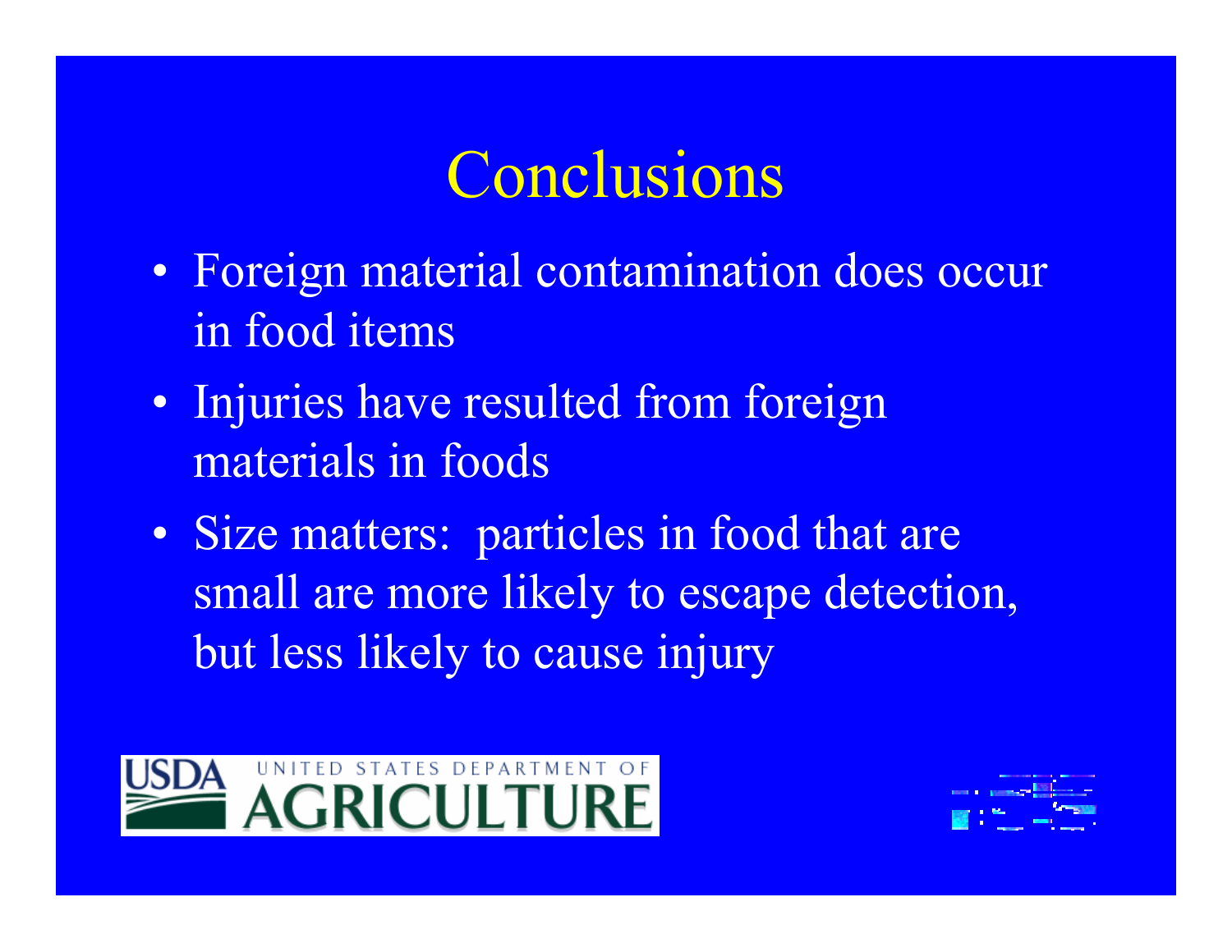# Conclusions

- Foreign material contamination does occur in food items
- Injuries have resulted from foreign materials in foods
- Size matters: particles in food that are small are more likely to escape detection, but less likely to cause injury

USDA UNITED STATES DEPARTMENT OF AGRICULTURE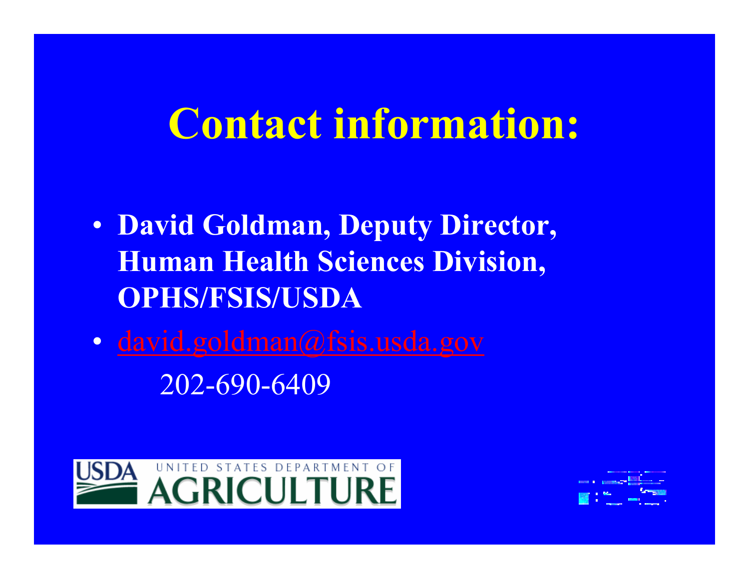# Contact information:

- **David Goldman, Deputy Director, Human Health Sciences Division, OPHS/FSIS/USDA**
- david.goldman@fsis.usda.gov

  202-690-6409

USDA UNITED STATES DEPARTMENT OF AGRICULTURE